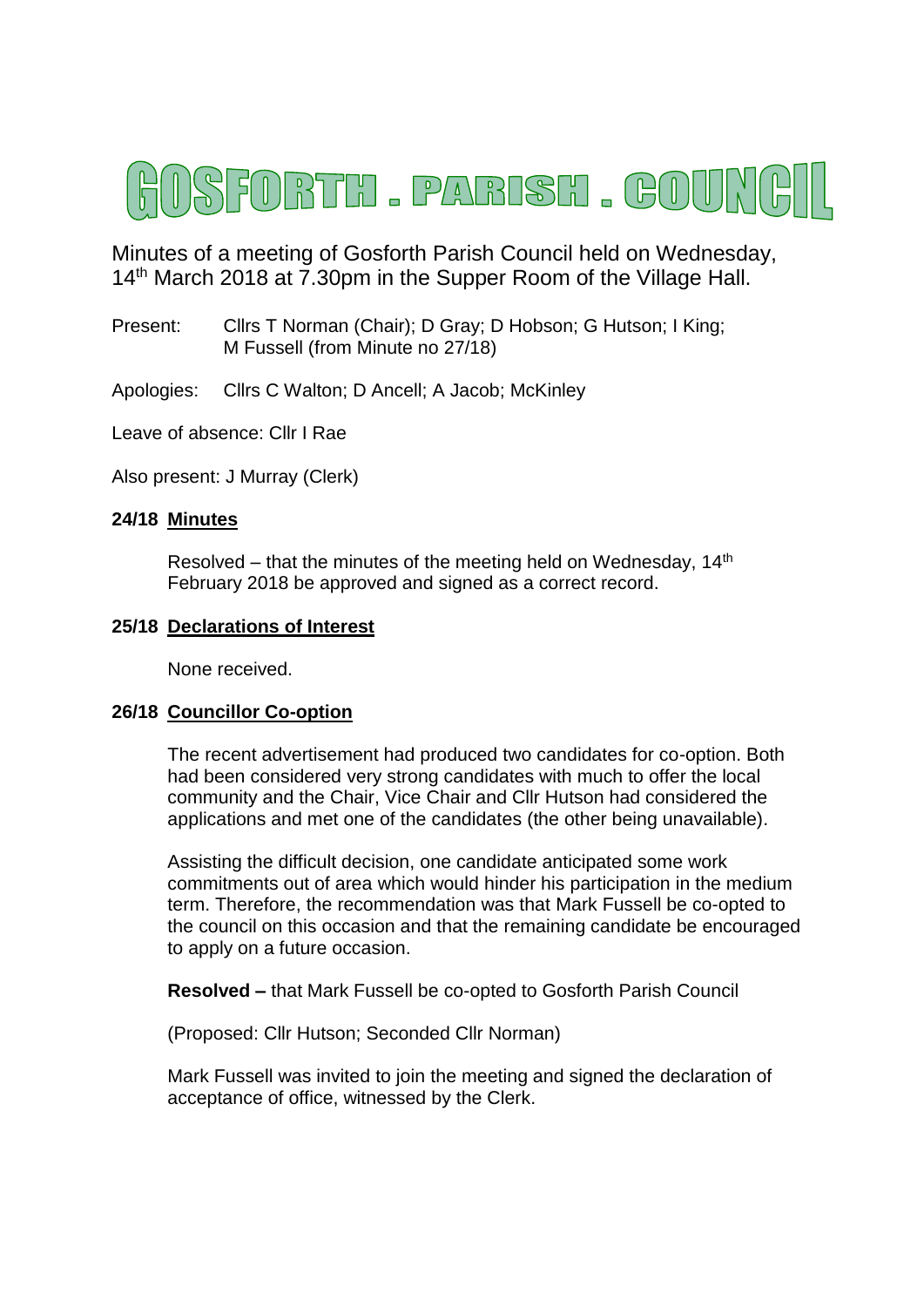# GOSFORTH . PARISH . COUNCIL

Minutes of a meeting of Gosforth Parish Council held on Wednesday, 14th March 2018 at 7.30pm in the Supper Room of the Village Hall.

Present: Cllrs T Norman (Chair); D Gray; D Hobson; G Hutson; I King; M Fussell (from Minute no 27/18)

Apologies: Cllrs C Walton; D Ancell; A Jacob; McKinley

Leave of absence: Cllr I Rae

Also present: J Murray (Clerk)

**24/18 Minutes**

Resolved – that the minutes of the meeting held on Wednesday, 14th February 2018 be approved and signed as a correct record.

**25/18 Declarations of Interest**

None received.

**26/18 Councillor Co-option**

The recent advertisement had produced two candidates for co-option. Both had been considered very strong candidates with much to offer the local community and the Chair, Vice Chair and Cllr Hutson had considered the applications and met one of the candidates (the other being unavailable).

Assisting the difficult decision, one candidate anticipated some work commitments out of area which would hinder his participation in the medium term. Therefore, the recommendation was that Mark Fussell be co-opted to the council on this occasion and that the remaining candidate be encouraged to apply on a future occasion.

**Resolved –** that Mark Fussell be co-opted to Gosforth Parish Council

(Proposed: Cllr Hutson; Seconded Cllr Norman)

Mark Fussell was invited to join the meeting and signed the declaration of acceptance of office, witnessed by the Clerk.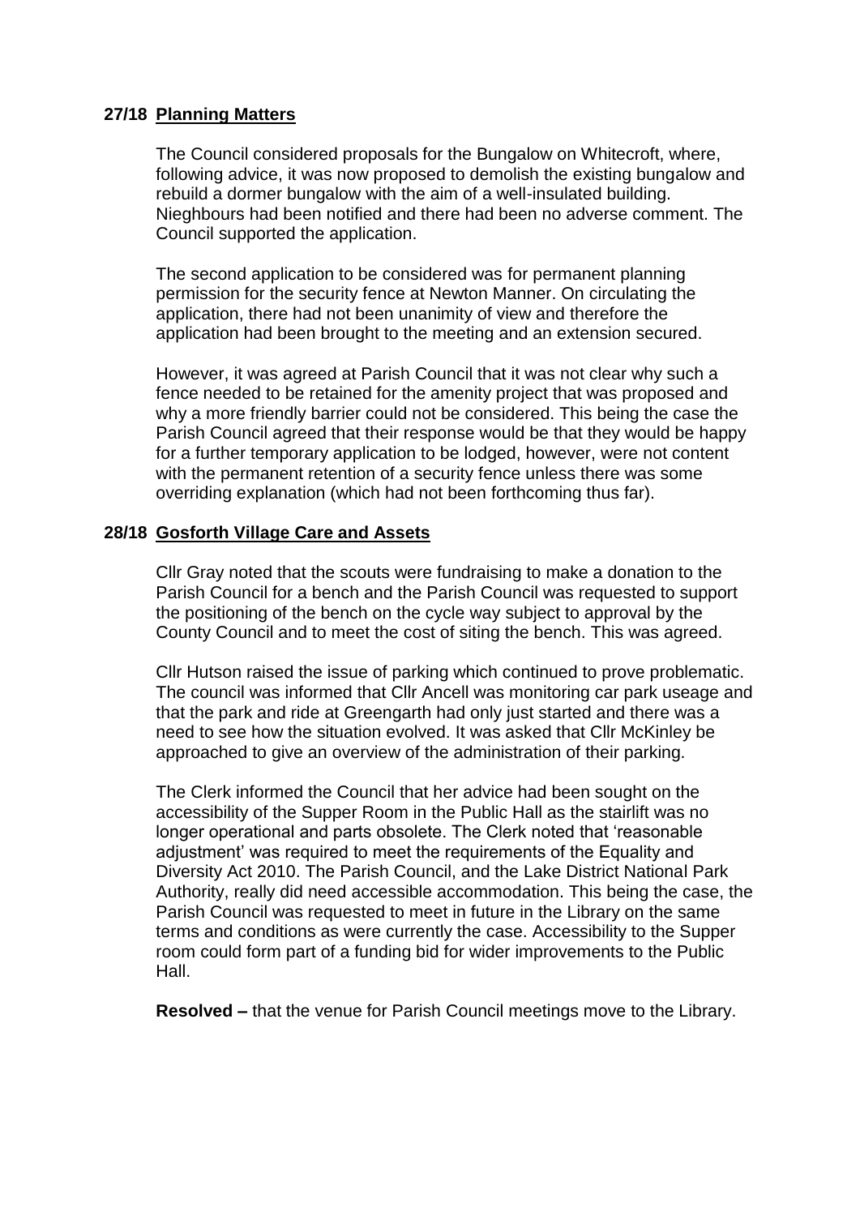**27/18 Planning Matters**

The Council considered proposals for the Bungalow on Whitecroft, where, following advice, it was now proposed to demolish the existing bungalow and rebuild a dormer bungalow with the aim of a well-insulated building. Nieghbours had been notified and there had been no adverse comment. The Council supported the application.

The second application to be considered was for permanent planning permission for the security fence at Newton Manner. On circulating the application, there had not been unanimity of view and therefore the application had been brought to the meeting and an extension secured.

However, it was agreed at Parish Council that it was not clear why such a fence needed to be retained for the amenity project that was proposed and why a more friendly barrier could not be considered. This being the case the Parish Council agreed that their response would be that they would be happy for a further temporary application to be lodged, however, were not content with the permanent retention of a security fence unless there was some overriding explanation (which had not been forthcoming thus far).

**28/18 Gosforth Village Care and Assets**

Cllr Gray noted that the scouts were fundraising to make a donation to the Parish Council for a bench and the Parish Council was requested to support the positioning of the bench on the cycle way subject to approval by the County Council and to meet the cost of siting the bench. This was agreed.

Cllr Hutson raised the issue of parking which continued to prove problematic. The council was informed that Cllr Ancell was monitoring car park useage and that the park and ride at Greengarth had only just started and there was a need to see how the situation evolved. It was asked that Cllr McKinley be approached to give an overview of the administration of their parking.

The Clerk informed the Council that her advice had been sought on the accessibility of the Supper Room in the Public Hall as the stairlift was no longer operational and parts obsolete. The Clerk noted that 'reasonable adjustment' was required to meet the requirements of the Equality and Diversity Act 2010. The Parish Council, and the Lake District National Park Authority, really did need accessible accommodation. This being the case, the Parish Council was requested to meet in future in the Library on the same terms and conditions as were currently the case. Accessibility to the Supper room could form part of a funding bid for wider improvements to the Public Hall.

**Resolved –** that the venue for Parish Council meetings move to the Library.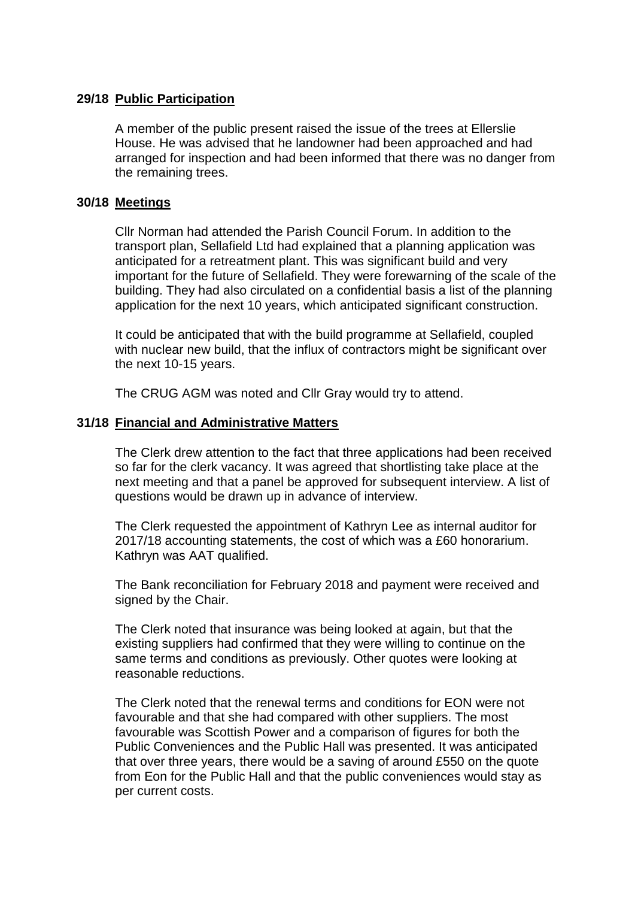## 29/18 Public Participation

A member of the public present raised the issue of the trees at Ellerslie House. He was advised that he landowner had been approached and had arranged for inspection and had been informed that there was no danger from the remaining trees.

## 30/18 Meetings

Cllr Norman had attended the Parish Council Forum. In addition to the transport plan, Sellafield Ltd had explained that a planning application was anticipated for a retreatment plant. This was significant build and very important for the future of Sellafield. They were forewarning of the scale of the building. They had also circulated on a confidential basis a list of the planning application for the next 10 years, which anticipated significant construction.

It could be anticipated that with the build programme at Sellafield, coupled with nuclear new build, that the influx of contractors might be significant over the next 10-15 years.

The CRUG AGM was noted and Cllr Gray would try to attend.

## 31/18 Financial and Administrative Matters

The Clerk drew attention to the fact that three applications had been received so far for the clerk vacancy. It was agreed that shortlisting take place at the next meeting and that a panel be approved for subsequent interview. A list of questions would be drawn up in advance of interview.

The Clerk requested the appointment of Kathryn Lee as internal auditor for 2017/18 accounting statements, the cost of which was a £60 honorarium. Kathryn was AAT qualified.

The Bank reconciliation for February 2018 and payment were received and signed by the Chair.

The Clerk noted that insurance was being looked at again, but that the existing suppliers had confirmed that they were willing to continue on the same terms and conditions as previously. Other quotes were looking at reasonable reductions.

The Clerk noted that the renewal terms and conditions for EON were not favourable and that she had compared with other suppliers. The most favourable was Scottish Power and a comparison of figures for both the Public Conveniences and the Public Hall was presented. It was anticipated that over three years, there would be a saving of around £550 on the quote from Eon for the Public Hall and that the public conveniences would stay as per current costs.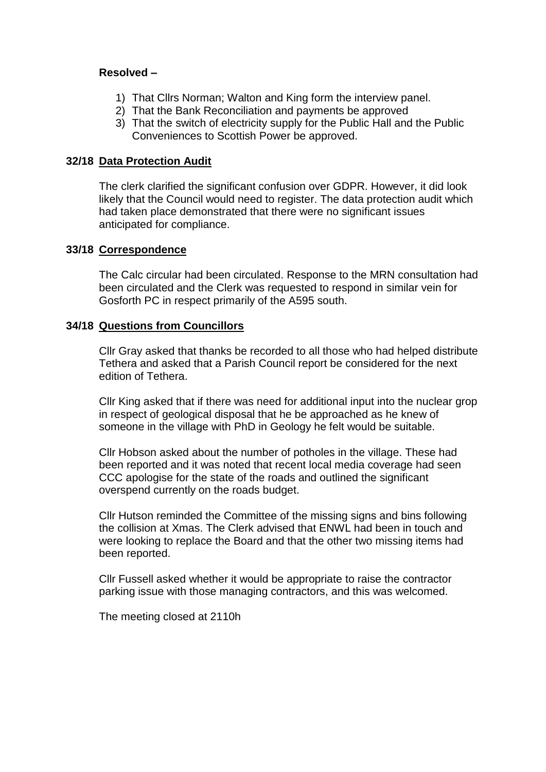**Resolved –**

1) That Cllrs Norman; Walton and King form the interview panel.
2) That the Bank Reconciliation and payments be approved
3) That the switch of electricity supply for the Public Hall and the Public Conveniences to Scottish Power be approved.

**32/18 Data Protection Audit**

The clerk clarified the significant confusion over GDPR. However, it did look likely that the Council would need to register. The data protection audit which had taken place demonstrated that there were no significant issues anticipated for compliance.

**33/18 Correspondence**

The Calc circular had been circulated. Response to the MRN consultation had been circulated and the Clerk was requested to respond in similar vein for Gosforth PC in respect primarily of the A595 south.

**34/18 Questions from Councillors**

Cllr Gray asked that thanks be recorded to all those who had helped distribute Tethera and asked that a Parish Council report be considered for the next edition of Tethera.

Cllr King asked that if there was need for additional input into the nuclear grop in respect of geological disposal that he be approached as he knew of someone in the village with PhD in Geology he felt would be suitable.

Cllr Hobson asked about the number of potholes in the village. These had been reported and it was noted that recent local media coverage had seen CCC apologise for the state of the roads and outlined the significant overspend currently on the roads budget.

Cllr Hutson reminded the Committee of the missing signs and bins following the collision at Xmas. The Clerk advised that ENWL had been in touch and were looking to replace the Board and that the other two missing items had been reported.

Cllr Fussell asked whether it would be appropriate to raise the contractor parking issue with those managing contractors, and this was welcomed.

The meeting closed at 2110h